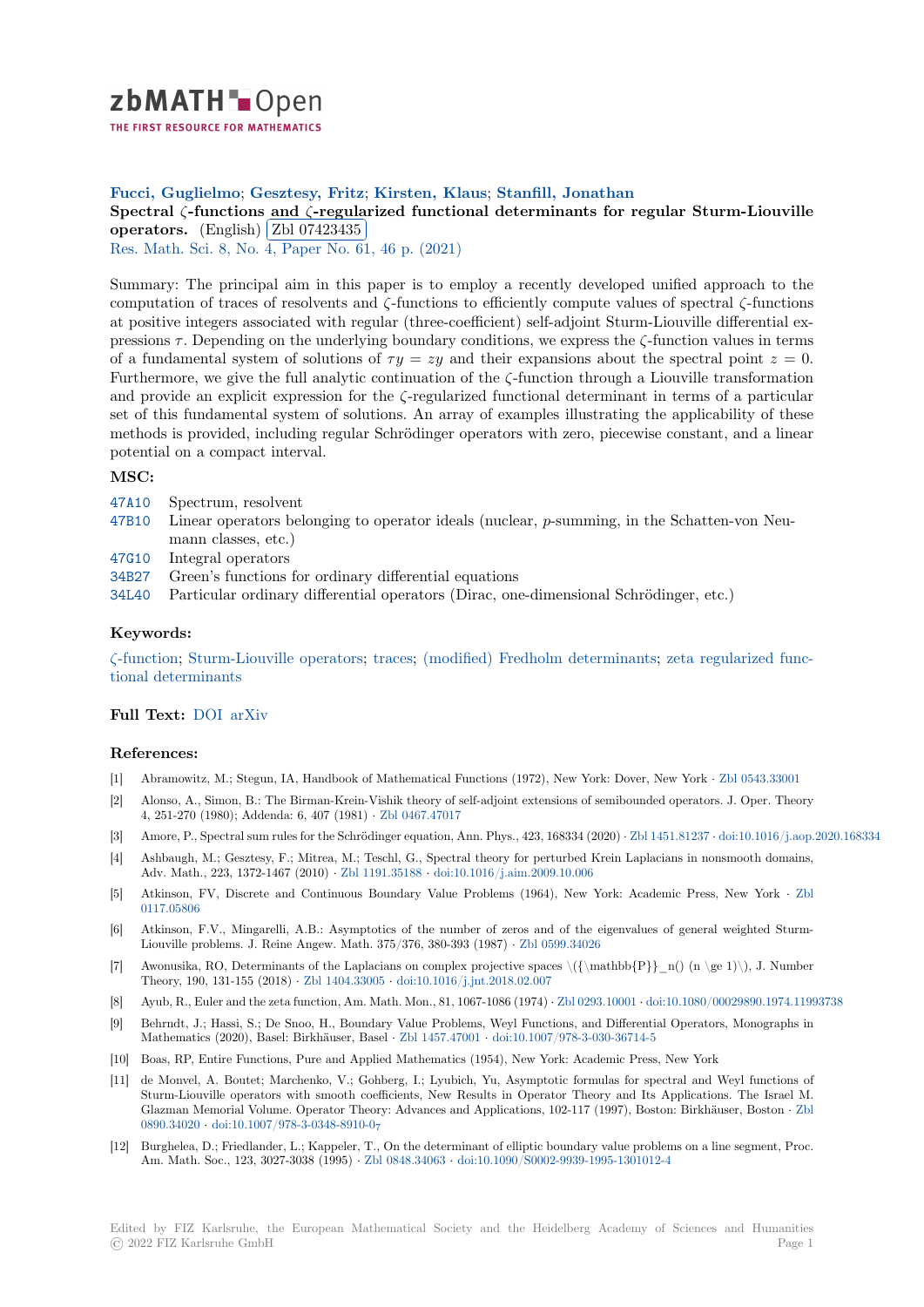# zbMATH Open

THE FIRST RESOURCE FOR MATHEMATICS

**Fucci, Guglielmo; Gesztesy, Fritz; Kirsten, Klaus; Stanfill, Jonathan**

**Spectral $\zeta$-functions and $\zeta$-regularized functional determinants for regular Sturm-Liouville operators.** (English) Zbl 07423435

Res. Math. Sci. 8, No. 4, Paper No. 61, 46 p. (2021)

Summary: The principal aim in this paper is to employ a recently developed unified approach to the computation of traces of resolvents and $\zeta$-functions to efficiently compute values of spectral $\zeta$-functions at positive integers associated with regular (three-coefficient) self-adjoint Sturm-Liouville differential expressions $\tau$. Depending on the underlying boundary conditions, we express the $\zeta$-function values in terms of a fundamental system of solutions of $\tau y = zy$ and their expansions about the spectral point $z = 0$. Furthermore, we give the full analytic continuation of the $\zeta$-function through a Liouville transformation and provide an explicit expression for the $\zeta$-regularized functional determinant in terms of a particular set of this fundamental system of solutions. An array of examples illustrating the applicability of these methods is provided, including regular Schrödinger operators with zero, piecewise constant, and a linear potential on a compact interval.

### MSC:

- 47A10 Spectrum, resolvent
- 47B10 Linear operators belonging to operator ideals (nuclear, $p$-summing, in the Schatten-von Neumann classes, etc.)
- 47G10 Integral operators
- 34B27 Green's functions for ordinary differential equations
- 34L40 Particular ordinary differential operators (Dirac, one-dimensional Schrödinger, etc.)

### Keywords:

$\zeta$-function; Sturm-Liouville operators; traces; (modified) Fredholm determinants; zeta regularized functional determinants

### Full Text:

DOI arXiv

### References:

[1] Abramowitz, M.; Stegun, IA, Handbook of Mathematical Functions (1972), New York: Dover, New York · Zbl 0543.33001

[2] Alonso, A., Simon, B.: The Birman-Krein-Vishik theory of self-adjoint extensions of semibounded operators. J. Oper. Theory 4, 251-270 (1980); Addenda: 6, 407 (1981) · Zbl 0467.47017

[3] Amore, P., Spectral sum rules for the Schrödinger equation, Ann. Phys., 423, 168334 (2020) · Zbl 1451.81237 · doi:10.1016/j.aop.2020.168334

[4] Ashbaugh, M.; Gesztesy, F.; Mitrea, M.; Teschl, G., Spectral theory for perturbed Krein Laplacians in nonsmooth domains, Adv. Math., 223, 1372-1467 (2010) · Zbl 1191.35188 · doi:10.1016/j.aim.2009.10.006

[5] Atkinson, FV, Discrete and Continuous Boundary Value Problems (1964), New York: Academic Press, New York · Zbl 0117.05806

[6] Atkinson, F.V., Mingarelli, A.B.: Asymptotics of the number of zeros and of the eigenvalues of general weighted Sturm-Liouville problems. J. Reine Angew. Math. 375/376, 380-393 (1987) · Zbl 0599.34026

[7] Awonusika, RO, Determinants of the Laplacians on complex projective spaces \({\mathbb{P}}_n() (n \ge 1)\), J. Number Theory, 190, 131-155 (2018) · Zbl 1404.33005 · doi:10.1016/j.jnt.2018.02.007

[8] Ayub, R., Euler and the zeta function, Am. Math. Mon., 81, 1067-1086 (1974) · Zbl 0293.10001 · doi:10.1080/00029890.1974.11993738

[9] Behrndt, J.; Hassi, S.; De Snoo, H., Boundary Value Problems, Weyl Functions, and Differential Operators, Monographs in Mathematics (2020), Basel: Birkhäuser, Basel · Zbl 1457.47001 · doi:10.1007/978-3-030-36714-5

[10] Boas, RP, Entire Functions, Pure and Applied Mathematics (1954), New York: Academic Press, New York

[11] de Monvel, A. Boutet; Marchenko, V.; Gohberg, I.; Lyubich, Yu, Asymptotic formulas for spectral and Weyl functions of Sturm-Liouville operators with smooth coefficients, New Results in Operator Theory and Its Applications. The Israel M. Glazman Memorial Volume. Operator Theory: Advances and Applications, 102-117 (1997), Boston: Birkhäuser, Boston · Zbl 0890.34020 · doi:10.1007/978-3-0348-8910-0_7

[12] Burghelea, D.; Friedlander, L.; Kappeler, T., On the determinant of elliptic boundary value problems on a line segment, Proc. Am. Math. Soc., 123, 3027-3038 (1995) · Zbl 0848.34063 · doi:10.1090/S0002-9939-1995-1301012-4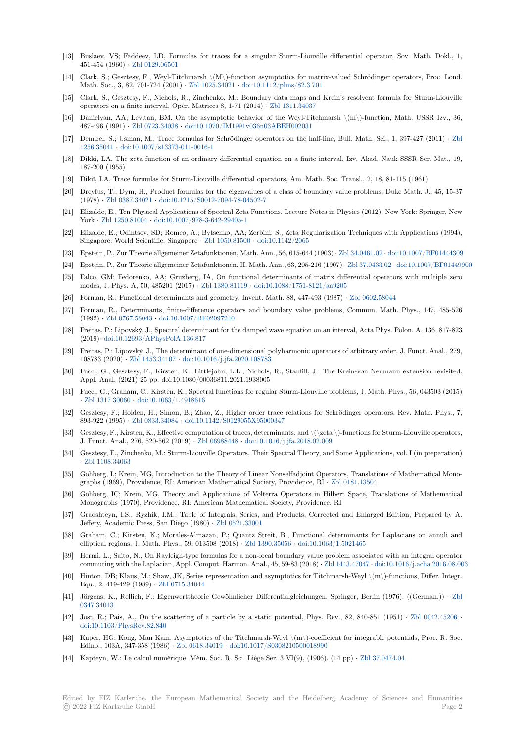[13] Buslaev, VS; Faddeev, LD, Formulas for traces for a singular Sturm-Liouville differential operator, Sov. Math. Dokl., 1, 451-454 (1960) · Zbl 0129.06501

[14] Clark, S.; Gesztesy, F., Weyl-Titchmarsh $M$-function asymptotics for matrix-valued Schrödinger operators, Proc. Lond. Math. Soc., 3, 82, 701-724 (2001) · Zbl 1025.34021 · doi:10.1112/plms/82.3.701

[15] Clark, S., Gesztesy, F., Nichols, R., Zinchenko, M.: Boundary data maps and Krein's resolvent formula for Sturm-Liouville operators on a finite interval. Oper. Matrices 8, 1-71 (2014) · Zbl 1311.34037

[16] Danielyan, AA; Levitan, BM, On the asymptotic behavior of the Weyl-Titchmarsh $m$-function, Math. USSR Izv., 36, 487-496 (1991) · Zbl 0723.34038 · doi:10.1070/IM1991v036n03ABEH002031

[17] Demirel, S.; Usman, M., Trace formulas for Schrödinger operators on the half-line, Bull. Math. Sci., 1, 397-427 (2011) · Zbl 1256.35041 · doi:10.1007/s13373-011-0016-1

[18] Dikki, LA, The zeta function of an ordinary differential equation on a finite interval, Izv. Akad. Nauk SSSR Ser. Mat., 19, 187-200 (1955)

[19] Dikiĭ, LA, Trace formulas for Sturm-Liouville differential operators, Am. Math. Soc. Transl., 2, 18, 81-115 (1961)

[20] Dreyfus, T.; Dym, H., Product formulas for the eigenvalues of a class of boundary value problems, Duke Math. J., 45, 15-37 (1978) · Zbl 0387.34021 · doi:10.1215/S0012-7094-78-04502-7

[21] Elizalde, E., Ten Physical Applications of Spectral Zeta Functions. Lecture Notes in Physics (2012), New York: Springer, New York · Zbl 1250.81004 · doi:10.1007/978-3-642-29405-1

[22] Elizalde, E.; Odintsov, SD; Romeo, A.; Bytsenko, AA; Zerbini, S., Zeta Regularization Techniques with Applications (1994), Singapore: World Scientific, Singapore · Zbl 1050.81500 · doi:10.1142/2065

[23] Epstein, P., Zur Theorie allgemeiner Zetafunktionen, Math. Ann., 56, 615-644 (1903) · Zbl 34.0461.02 · doi:10.1007/BF01444309

[24] Epstein, P., Zur Theorie allgemeiner Zetafunktionen. II, Math. Ann., 63, 205-216 (1907) · Zbl 37.0433.02 · doi:10.1007/BF01449900

[25] Falco, GM; Fedorenko, AA; Gruzberg, IA, On functional determinants of matrix differential operators with multiple zero modes, J. Phys. A, 50, 485201 (2017) · Zbl 1380.81119 · doi:10.1088/1751-8121/aa9205

[26] Forman, R.: Functional determinants and geometry. Invent. Math. 88, 447-493 (1987) · Zbl 0602.58044

[27] Forman, R., Determinants, finite-difference operators and boundary value problems, Commun. Math. Phys., 147, 485-526 (1992) · Zbl 0767.58043 · doi:10.1007/BF02097240

[28] Freitas, P.; Lipovský, J., Spectral determinant for the damped wave equation on an interval, Acta Phys. Polon. A, 136, 817-823 (2019)· doi:10.12693/APhysPolA.136.817

[29] Freitas, P.; Lipovský, J., The determinant of one-dimensional polyharmonic operators of arbitrary order, J. Funct. Anal., 279, 108783 (2020) · Zbl 1453.34107 · doi:10.1016/j.jfa.2020.108783

[30] Fucci, G., Gesztesy, F., Kirsten, K., Littlejohn, L.L., Nichols, R., Stanfill, J.: The Krein-von Neumann extension revisited. Appl. Anal. (2021) 25 pp. doi:10.1080/00036811.2021.1938005

[31] Fucci, G.; Graham, C.; Kirsten, K., Spectral functions for regular Sturm-Liouville problems, J. Math. Phys., 56, 043503 (2015) · Zbl 1317.30060 · doi:10.1063/1.4918616

[32] Gesztesy, F.; Holden, H.; Simon, B.; Zhao, Z., Higher order trace relations for Schrödinger operators, Rev. Math. Phys., 7, 893-922 (1995) · Zbl 0833.34084 · doi:10.1142/S0129055X95000347

[33] Gesztesy, F.; Kirsten, K., Effective computation of traces, determinants, and $\zeta$-functions for Sturm-Liouville operators, J. Funct. Anal., 276, 520-562 (2019) · Zbl 06988448 · doi:10.1016/j.jfa.2018.02.009

[34] Gesztesy, F., Zinchenko, M.: Sturm-Liouville Operators, Their Spectral Theory, and Some Applications, vol. I (in preparation) · Zbl 1108.34063

[35] Gohberg, I.; Krein, MG, Introduction to the Theory of Linear Nonselfadjoint Operators, Translations of Mathematical Monographs (1969), Providence, RI: American Mathematical Society, Providence, RI · Zbl 0181.13504

[36] Gohberg, IC; Krein, MG, Theory and Applications of Volterra Operators in Hilbert Space, Translations of Mathematical Monographs (1970), Providence, RI: American Mathematical Society, Providence, RI

[37] Gradshteyn, I.S., Ryzhik, I.M.: Table of Integrals, Series, and Products, Corrected and Enlarged Edition, Prepared by A. Jeffery, Academic Press, San Diego (1980) · Zbl 0521.33001

[38] Graham, C.; Kirsten, K.; Morales-Almazan, P.; Quantz Streit, B., Functional determinants for Laplacians on annuli and elliptical regions, J. Math. Phys., 59, 013508 (2018) · Zbl 1390.35056 · doi:10.1063/1.5021465

[39] Hermi, L.; Saito, N., On Rayleigh-type formulas for a non-local boundary value problem associated with an integral operator commuting with the Laplacian, Appl. Comput. Harmon. Anal., 45, 59-83 (2018) · Zbl 1443.47047 · doi:10.1016/j.acha.2016.08.003

[40] Hinton, DB; Klaus, M.; Shaw, JK, Series representation and asymptotics for Titchmarsh-Weyl $m$-functions, Differ. Integr. Equ., 2, 419-429 (1989) · Zbl 0715.34044

[41] Jörgens, K., Rellich, F.: Eigenwerttheorie Gewöhnlicher Differentialgleichungen. Springer, Berlin (1976). ((German.)) · Zbl 0347.34013

[42] Jost, R.; Pais, A., On the scattering of a particle by a static potential, Phys. Rev., 82, 840-851 (1951) · Zbl 0042.45206 · doi:10.1103/PhysRev.82.840

[43] Kaper, HG; Kong, Man Kam, Asymptotics of the Titchmarsh-Weyl $m$-coefficient for integrable potentials, Proc. R. Soc. Edinb., 103A, 347-358 (1986) · Zbl 0618.34019 · doi:10.1017/S0308210500018990

[44] Kapteyn, W.: Le calcul numérique. Mém. Soc. R. Sci. Liége Ser. 3 VI(9), (1906). (14 pp) · Zbl 37.0474.04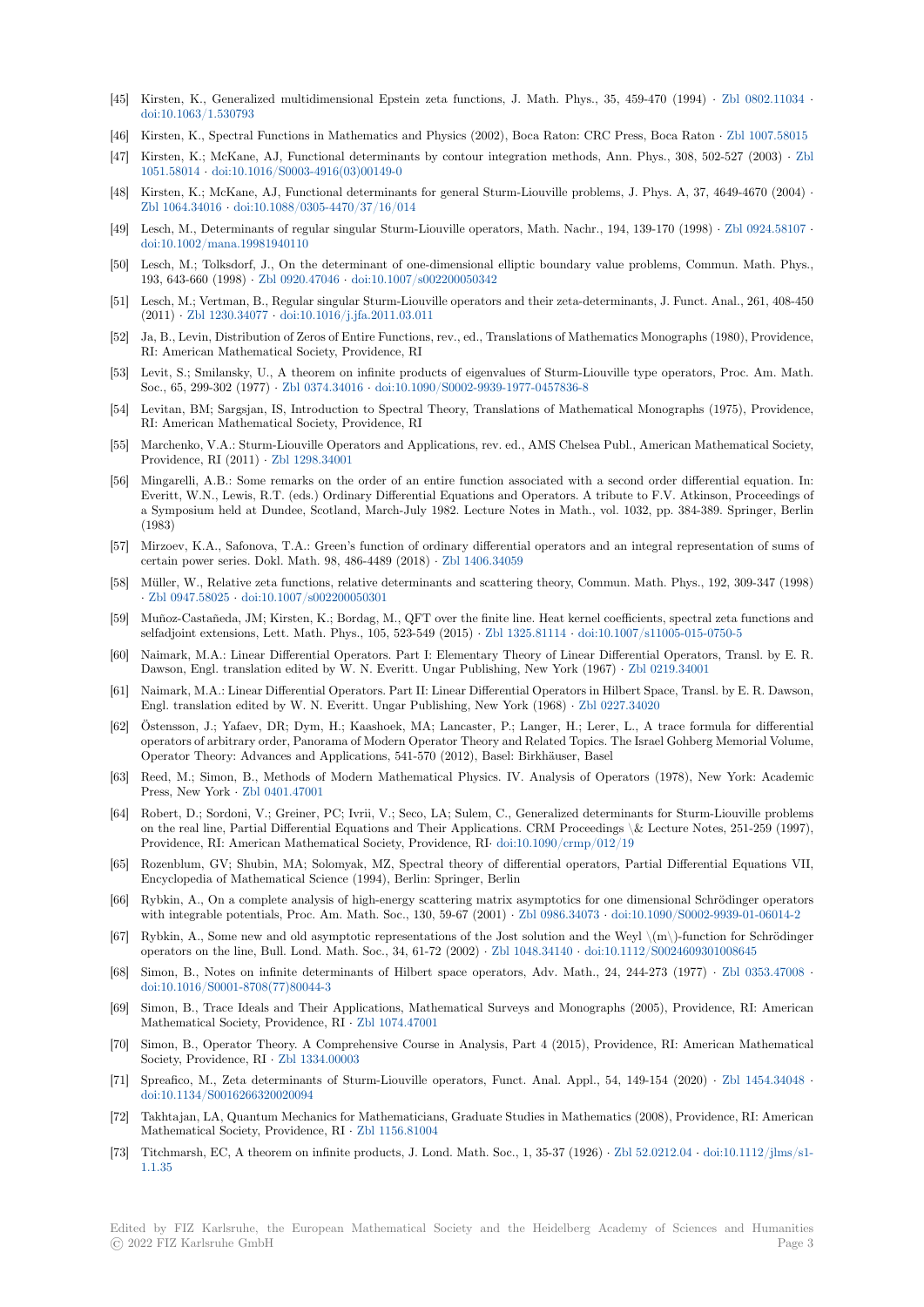- [45] Kirsten, K., Generalized multidimensional Epstein zeta functions, J. Math. Phys., 35, 459-470 (1994) · Zbl 0802.11034 · doi:10.1063/1.530793
- [46] Kirsten, K., Spectral Functions in Mathematics and Physics (2002), Boca Raton: CRC Press, Boca Raton · Zbl 1007.58015
- [47] Kirsten, K.; McKane, AJ, Functional determinants by contour integration methods, Ann. Phys., 308, 502-527 (2003) · Zbl 1051.58014 · doi:10.1016/S0003-4916(03)00149-0
- [48] Kirsten, K.; McKane, AJ, Functional determinants for general Sturm-Liouville problems, J. Phys. A, 37, 4649-4670 (2004) · Zbl 1064.34016 · doi:10.1088/0305-4470/37/16/014
- [49] Lesch, M., Determinants of regular singular Sturm-Liouville operators, Math. Nachr., 194, 139-170 (1998) · Zbl 0924.58107 · doi:10.1002/mana.19981940110
- [50] Lesch, M.; Tolksdorf, J., On the determinant of one-dimensional elliptic boundary value problems, Commun. Math. Phys., 193, 643-660 (1998) · Zbl 0920.47046 · doi:10.1007/s002200050342
- [51] Lesch, M.; Vertman, B., Regular singular Sturm-Liouville operators and their zeta-determinants, J. Funct. Anal., 261, 408-450 (2011) · Zbl 1230.34077 · doi:10.1016/j.jfa.2011.03.011
- [52] Ja, B., Levin, Distribution of Zeros of Entire Functions, rev., ed., Translations of Mathematics Monographs (1980), Providence, RI: American Mathematical Society, Providence, RI
- [53] Levit, S.; Smilansky, U., A theorem on infinite products of eigenvalues of Sturm-Liouville type operators, Proc. Am. Math. Soc., 65, 299-302 (1977) · Zbl 0374.34016 · doi:10.1090/S0002-9939-1977-0457836-8
- [54] Levitan, BM; Sargsjan, IS, Introduction to Spectral Theory, Translations of Mathematical Monographs (1975), Providence, RI: American Mathematical Society, Providence, RI
- [55] Marchenko, V.A.: Sturm-Liouville Operators and Applications, rev. ed., AMS Chelsea Publ., American Mathematical Society, Providence, RI (2011) · Zbl 1298.34001
- [56] Mingarelli, A.B.: Some remarks on the order of an entire function associated with a second order differential equation. In: Everitt, W.N., Lewis, R.T. (eds.) Ordinary Differential Equations and Operators. A tribute to F.V. Atkinson, Proceedings of a Symposium held at Dundee, Scotland, March-July 1982. Lecture Notes in Math., vol. 1032, pp. 384-389. Springer, Berlin (1983)
- [57] Mirzoev, K.A., Safonova, T.A.: Green's function of ordinary differential operators and an integral representation of sums of certain power series. Dokl. Math. 98, 486-4489 (2018) · Zbl 1406.34059
- [58] Müller, W., Relative zeta functions, relative determinants and scattering theory, Commun. Math. Phys., 192, 309-347 (1998) · Zbl 0947.58025 · doi:10.1007/s002200050301
- [59] Muñoz-Castañeda, JM; Kirsten, K.; Bordag, M., QFT over the finite line. Heat kernel coefficients, spectral zeta functions and selfadjoint extensions, Lett. Math. Phys., 105, 523-549 (2015) · Zbl 1325.81114 · doi:10.1007/s11005-015-0750-5
- [60] Naimark, M.A.: Linear Differential Operators. Part I: Elementary Theory of Linear Differential Operators, Transl. by E. R. Dawson, Engl. translation edited by W. N. Everitt. Ungar Publishing, New York (1967) · Zbl 0219.34001
- [61] Naimark, M.A.: Linear Differential Operators. Part II: Linear Differential Operators in Hilbert Space, Transl. by E. R. Dawson, Engl. translation edited by W. N. Everitt. Ungar Publishing, New York (1968) · Zbl 0227.34020
- [62] Östensson, J.; Yafaev, DR; Dym, H.; Kaashoek, MA; Lancaster, P.; Langer, H.; Lerer, L., A trace formula for differential operators of arbitrary order, Panorama of Modern Operator Theory and Related Topics. The Israel Gohberg Memorial Volume, Operator Theory: Advances and Applications, 541-570 (2012), Basel: Birkhäuser, Basel
- [63] Reed, M.; Simon, B., Methods of Modern Mathematical Physics. IV. Analysis of Operators (1978), New York: Academic Press, New York · Zbl 0401.47001
- [64] Robert, D.; Sordoni, V.; Greiner, PC; Ivrii, V.; Seco, LA; Sulem, C., Generalized determinants for Sturm-Liouville problems on the real line, Partial Differential Equations and Their Applications. CRM Proceedings \& Lecture Notes, 251-259 (1997), Providence, RI: American Mathematical Society, Providence, RI· doi:10.1090/crmp/012/19
- [65] Rozenblum, GV; Shubin, MA; Solomyak, MZ, Spectral theory of differential operators, Partial Differential Equations VII, Encyclopedia of Mathematical Science (1994), Berlin: Springer, Berlin
- [66] Rybkin, A., On a complete analysis of high-energy scattering matrix asymptotics for one dimensional Schrödinger operators with integrable potentials, Proc. Am. Math. Soc., 130, 59-67 (2001) · Zbl 0986.34073 · doi:10.1090/S0002-9939-01-06014-2
- [67] Rybkin, A., Some new and old asymptotic representations of the Jost solution and the Weyl \(m\)-function for Schrödinger operators on the line, Bull. Lond. Math. Soc., 34, 61-72 (2002) · Zbl 1048.34140 · doi:10.1112/S0024609301008645
- [68] Simon, B., Notes on infinite determinants of Hilbert space operators, Adv. Math., 24, 244-273 (1977) · Zbl 0353.47008 · doi:10.1016/S0001-8708(77)80044-3
- [69] Simon, B., Trace Ideals and Their Applications, Mathematical Surveys and Monographs (2005), Providence, RI: American Mathematical Society, Providence, RI · Zbl 1074.47001
- [70] Simon, B., Operator Theory. A Comprehensive Course in Analysis, Part 4 (2015), Providence, RI: American Mathematical Society, Providence, RI · Zbl 1334.00003
- [71] Spreafico, M., Zeta determinants of Sturm-Liouville operators, Funct. Anal. Appl., 54, 149-154 (2020) · Zbl 1454.34048 · doi:10.1134/S0016266320020094
- [72] Takhtajan, LA, Quantum Mechanics for Mathematicians, Graduate Studies in Mathematics (2008), Providence, RI: American Mathematical Society, Providence, RI · Zbl 1156.81004
- [73] Titchmarsh, EC, A theorem on infinite products, J. Lond. Math. Soc., 1, 35-37 (1926) · Zbl 52.0212.04 · doi:10.1112/jlms/s1-1.1.35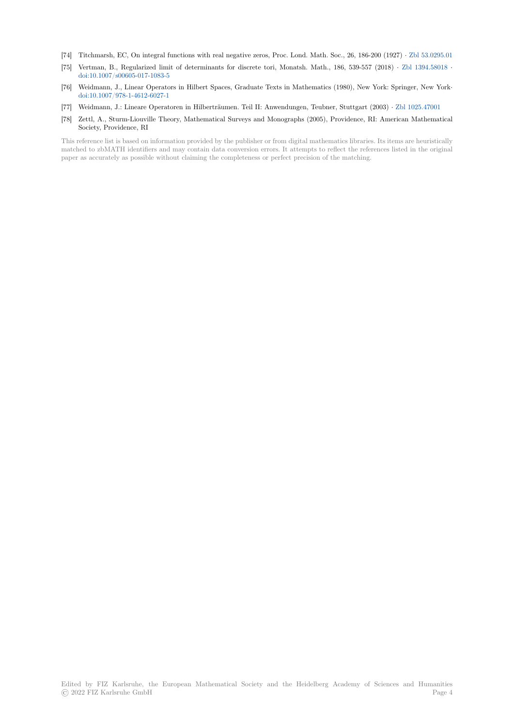[74] Titchmarsh, EC, On integral functions with real negative zeros, Proc. Lond. Math. Soc., 26, 186-200 (1927) · Zbl 53.0295.01

[75] Vertman, B., Regularized limit of determinants for discrete tori, Monatsh. Math., 186, 539-557 (2018) · Zbl 1394.58018 · doi:10.1007/s00605-017-1083-5

[76] Weidmann, J., Linear Operators in Hilbert Spaces, Graduate Texts in Mathematics (1980), New York: Springer, New York· doi:10.1007/978-1-4612-6027-1

[77] Weidmann, J.: Lineare Operatoren in Hilberträumen. Teil II: Anwendungen, Teubner, Stuttgart (2003) · Zbl 1025.47001

[78] Zettl, A., Sturm-Liouville Theory, Mathematical Surveys and Monographs (2005), Providence, RI: American Mathematical Society, Providence, RI

This reference list is based on information provided by the publisher or from digital mathematics libraries. Its items are heuristically matched to zbMATH identifiers and may contain data conversion errors. It attempts to reflect the references listed in the original paper as accurately as possible without claiming the completeness or perfect precision of the matching.